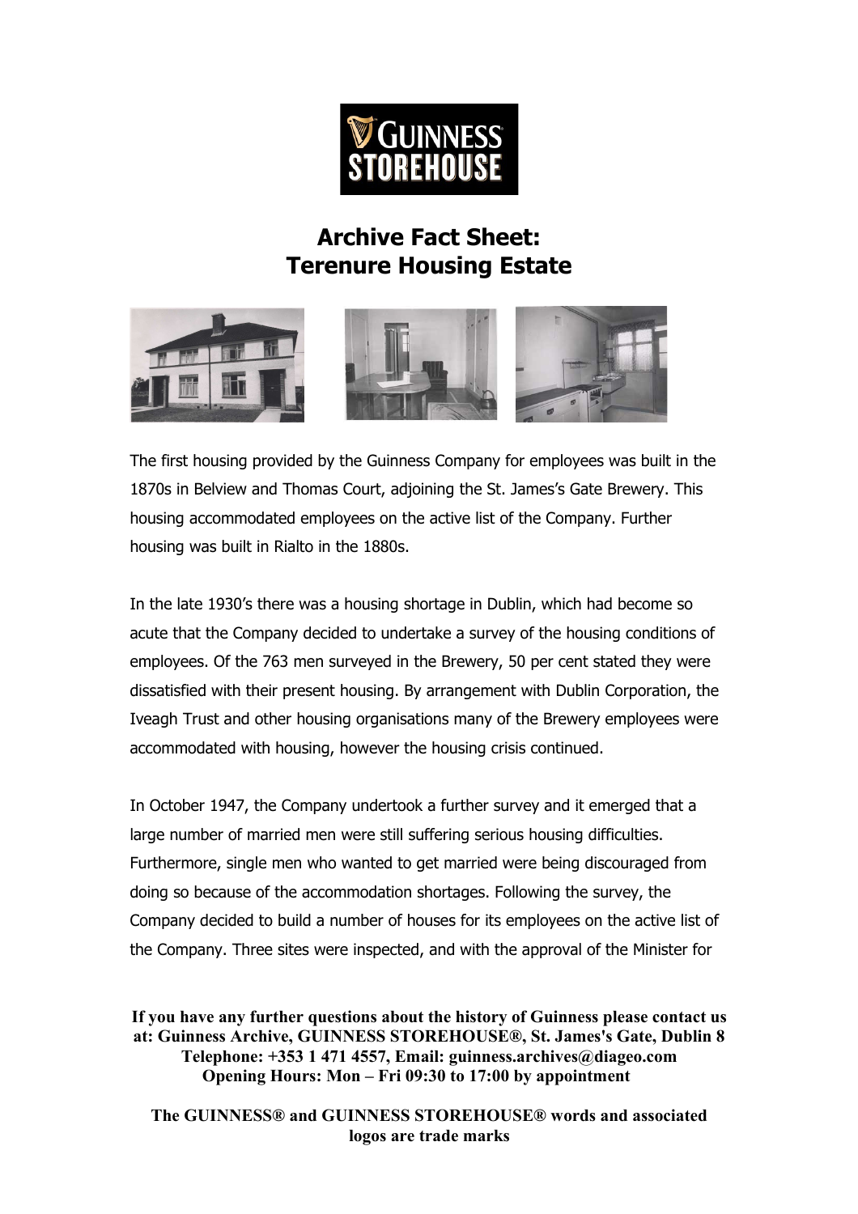# Archive Fact Sheet: Terenure Housing Estate

The first housing provided by the Guinness Company for employees was built in the 1870s in Belview and Thomas Court, adjoining the St. James's Gate Brewery. This housing accommodated employees on the active list of the Company. Further housing was built in Rialto in the 1880s.

In the late 1930's there was a housing shortage in Dublin, which had become so acute that the Company decided to undertake a survey of the housing conditions of employees. Of the 763 men surveyed in the Brewery, 50 per cent stated they were dissatisfied with their present housing. By arrangement with Dublin Corporation, the Iveagh Trust and other housing organisations many of the Brewery employees were accommodated with housing, however the housing crisis continued.

In October 1947, the Company undertook a further survey and it emerged that a large number of married men were still suffering serious housing difficulties. Furthermore, single men who wanted to get married were being discouraged from doing so because of the accommodation shortages. Following the survey, the Company decided to build a number of houses for its employees on the active list of the Company. Three sites were inspected, and with the approval of the Minister for

**If you have any further questions about the history of Guinness please contact us at: Guinness Archive, GUINNESS STOREHOUSE®, St. James's Gate, Dublin 8 Telephone: +353 1 471 4557, Email: guinness.archives@diageo.com Opening Hours: Mon – Fri 09:30 to 17:00 by appointment**

**The GUINNESS® and GUINNESS STOREHOUSE® words and associated logos are trade marks**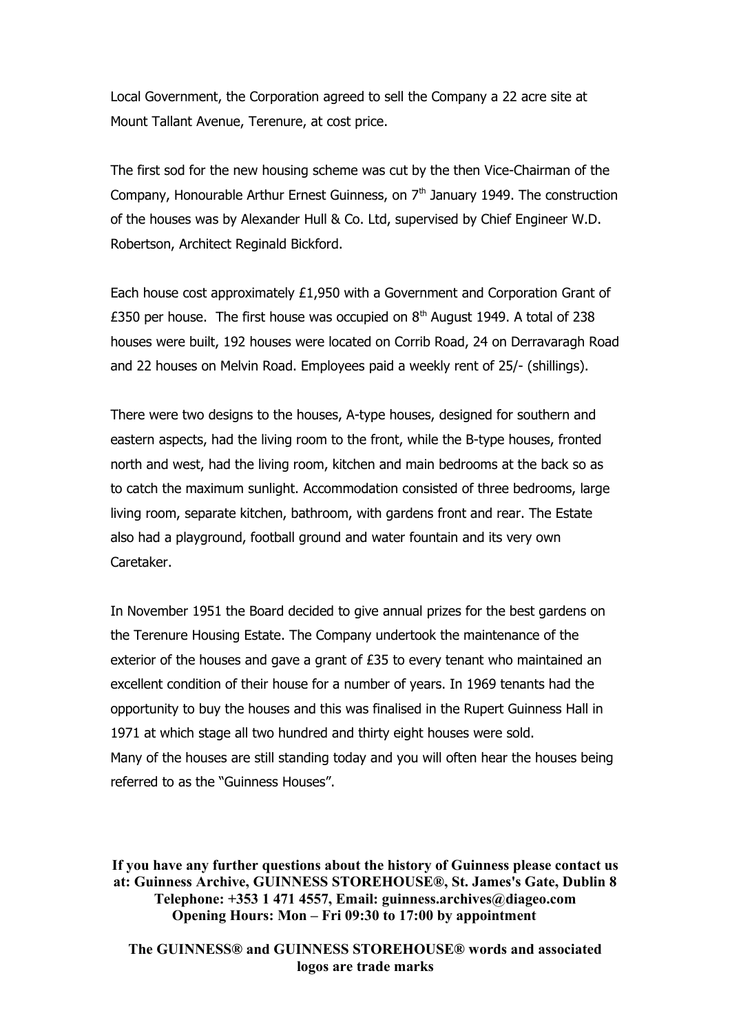Local Government, the Corporation agreed to sell the Company a 22 acre site at Mount Tallant Avenue, Terenure, at cost price.

The first sod for the new housing scheme was cut by the then Vice-Chairman of the Company, Honourable Arthur Ernest Guinness, on 7th January 1949. The construction of the houses was by Alexander Hull & Co. Ltd, supervised by Chief Engineer W.D. Robertson, Architect Reginald Bickford.

Each house cost approximately £1,950 with a Government and Corporation Grant of £350 per house. The first house was occupied on 8th August 1949. A total of 238 houses were built, 192 houses were located on Corrib Road, 24 on Derravaragh Road and 22 houses on Melvin Road. Employees paid a weekly rent of 25/- (shillings).

There were two designs to the houses, A-type houses, designed for southern and eastern aspects, had the living room to the front, while the B-type houses, fronted north and west, had the living room, kitchen and main bedrooms at the back so as to catch the maximum sunlight. Accommodation consisted of three bedrooms, large living room, separate kitchen, bathroom, with gardens front and rear. The Estate also had a playground, football ground and water fountain and its very own Caretaker.

In November 1951 the Board decided to give annual prizes for the best gardens on the Terenure Housing Estate. The Company undertook the maintenance of the exterior of the houses and gave a grant of £35 to every tenant who maintained an excellent condition of their house for a number of years. In 1969 tenants had the opportunity to buy the houses and this was finalised in the Rupert Guinness Hall in 1971 at which stage all two hundred and thirty eight houses were sold.
Many of the houses are still standing today and you will often hear the houses being referred to as the "Guinness Houses".

**If you have any further questions about the history of Guinness please contact us at: Guinness Archive, GUINNESS STOREHOUSE®, St. James's Gate, Dublin 8**
**Telephone: +353 1 471 4557, Email: guinness.archives@diageo.com**
**Opening Hours: Mon – Fri 09:30 to 17:00 by appointment**

**The GUINNESS® and GUINNESS STOREHOUSE® words and associated logos are trade marks**